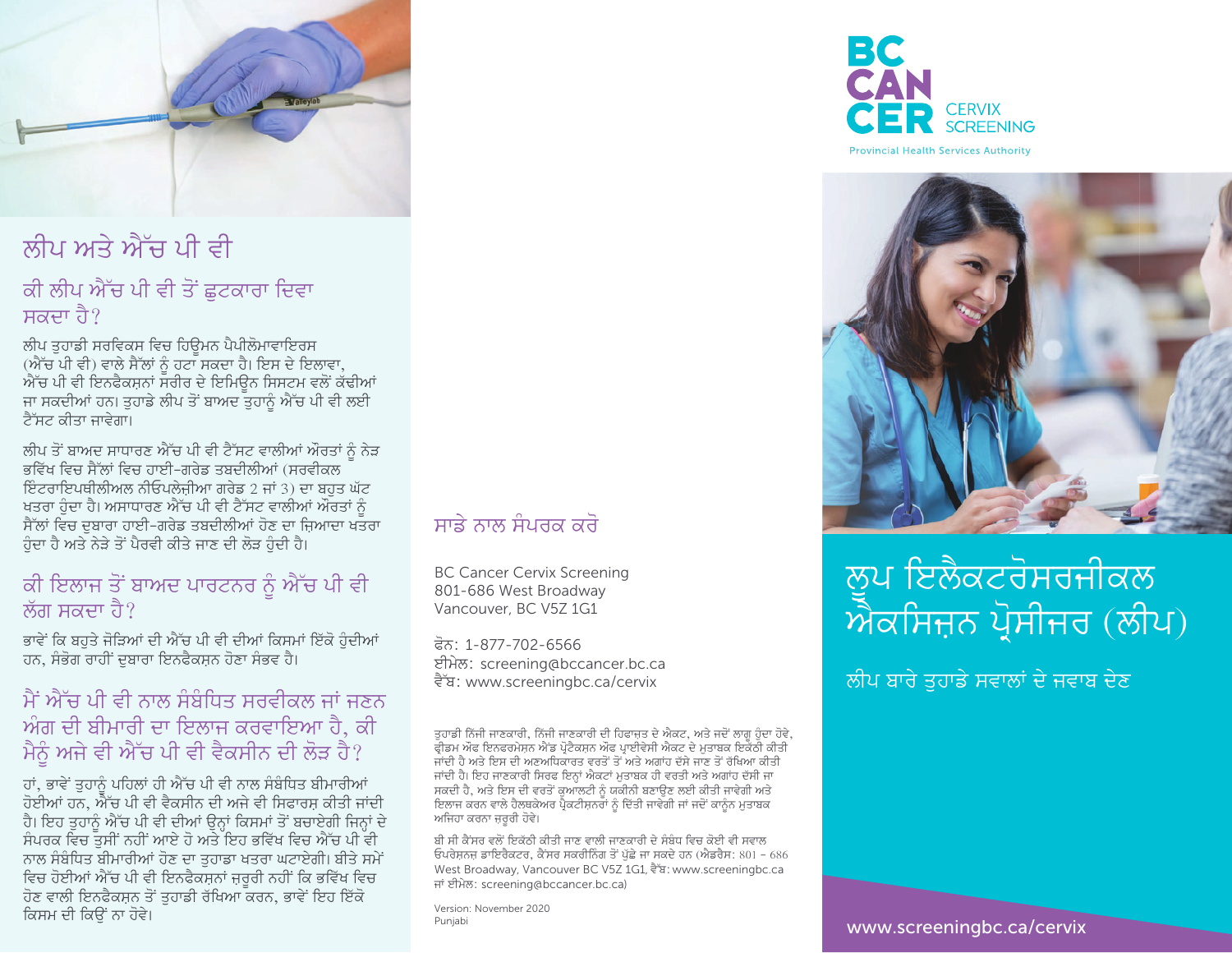## ਲੀਪ ਅਤੇ ਐੱਚ ਪੀ ਵੀ

### ਕੀ ਲੀਪ ਐੱਚ ਪੀ ਵੀ ਤੋਂ ਛੁਟਕਾਰਾ ਦਿਵਾ ਸਕਦਾ ਹੈ?

ਲੀਪ ਤੁਹਾਡੀ ਸਰਵਿਕਸ ਵਿਚ ਹਿਊਮਨ ਪੈਪੀਲੋਮਾਵਾਇਰਸ (ਐੱਚ ਪੀ ਵੀ) ਵਾਲੇ ਸੈੱਲਾਂ ਨੂੰ ਹਟਾ ਸਕਦਾ ਹੈ। ਇਸ ਦੇ ਇਲਾਵਾ, ਐੱਚ ਪੀ ਵੀ ਇਨਫੈਕਸ਼ਨਾਂ ਸਰੀਰ ਦੇ ਇਮਿਊਨ ਸਿਸਟਮ ਵਲੋਂ ਕੱਢੀਆਂ ਜਾ ਸਕਦੀਆਂ ਹਨ। ਤੁਹਾਡੇ ਲੀਪ ਤੋਂ ਬਾਅਦ ਤੁਹਾਨੂੰ ਐੱਚ ਪੀ ਵੀ ਲਈ ਟੈੱਸਟ ਕੀਤਾ ਜਾਵੇਗਾ।

ਲੀਪ ਤੋਂ ਬਾਅਦ ਸਾਧਾਰਣ ਐੱਚ ਪੀ ਵੀ ਟੈੱਸਟ ਵਾਲੀਆਂ ਔਰਤਾਂ ਨੂੰ ਨੇੜ ਭਵਿੱਖ ਵਿਚ ਸੈੱਲਾਂ ਵਿਚ ਹਾਈ-ਗਰੇਡ ਤਬਦੀਲੀਆਂ (ਸਰਵੀਕਲ ਇੰਟਰਾਇਪਥੀਲੀਅਲ ਨੀਓਪਲੇਜ਼ੀਆ ਗਰੇਡ 2 ਜਾਂ 3) ਦਾ ਬਹੁਤ ਘੱਟ ਖਤਰਾ ਹੁੰਦਾ ਹੈ। ਅਸਾਧਾਰਣ ਐੱਚ ਪੀ ਵੀ ਟੈੱਸਟ ਵਾਲੀਆਂ ਔਰਤਾਂ ਨੂੰ ਸੈੱਲਾਂ ਵਿਚ ਦੁਬਾਰਾ ਹਾਈ-ਗਰੇਡ ਤਬਦੀਲੀਆਂ ਹੋਣ ਦਾ ਜ਼ਿਆਦਾ ਖਤਰਾ ਹੁੰਦਾ ਹੈ ਅਤੇ ਨੇੜੇ ਤੋਂ ਪੈਰਵੀ ਕੀਤੇ ਜਾਣ ਦੀ ਲੋੜ ਹੁੰਦੀ ਹੈ।

### ਕੀ ਇਲਾਜ ਤੋਂ ਬਾਅਦ ਪਾਰਟਨਰ ਨੂੰ ਐੱਚ ਪੀ ਵੀ ਲੱਗ ਸਕਦਾ ਹੈ?

ਭਾਵੇਂ ਕਿ ਬਹੁਤੇ ਜੋੜਿਆਂ ਦੀ ਐੱਚ ਪੀ ਵੀ ਦੀਆਂ ਕਿਸਮਾਂ ਇੱਕੋ ਹੁੰਦੀਆਂ ਹਨ, ਸੰਭੋਗ ਰਾਹੀਂ ਦੁਬਾਰਾ ਇਨਫੈਕਸ਼ਨ ਹੋਣਾ ਸੰਭਵ ਹੈ।

### ਮੈਂ ਐੱਚ ਪੀ ਵੀ ਨਾਲ ਸੰਬੰਧਿਤ ਸਰਵੀਕਲ ਜਾਂ ਜਣਨ ਅੰਗ ਦੀ ਬੀਮਾਰੀ ਦਾ ਇਲਾਜ ਕਰਵਾਇਆ ਹੈ, ਕੀ ਮੈਨੂੰ ਅਜੇ ਵੀ ਐੱਚ ਪੀ ਵੀ ਵੈਕਸੀਨ ਦੀ ਲੋੜ ਹੈ?

ਹਾਂ, ਭਾਵੇਂ ਤੁਹਾਨੂੰ ਪਹਿਲਾਂ ਹੀ ਐੱਚ ਪੀ ਵੀ ਨਾਲ ਸੰਬੰਧਿਤ ਬੀਮਾਰੀਆਂ ਹੋਈਆਂ ਹਨ, ਐੱਚ ਪੀ ਵੀ ਵੈਕਸੀਨ ਦੀ ਅਜੇ ਵੀ ਸਿਫਾਰਸ਼ ਕੀਤੀ ਜਾਂਦੀ ਹੈ। ਇਹ ਤੁਹਾਨੂੰ ਐੱਚ ਪੀ ਵੀ ਦੀਆਂ ਉਨ੍ਹਾਂ ਕਿਸਮਾਂ ਤੋਂ ਬਚਾਏਗੀ ਜਿਨ੍ਹਾਂ ਦੇ ਸੰਪਰਕ ਵਿਚ ਤੁਸੀਂ ਨਹੀਂ ਆਏ ਹੋ ਅਤੇ ਇਹ ਭਵਿੱਖ ਵਿਚ ਐੱਚ ਪੀ ਵੀ ਨਾਲ ਸੰਬੰਧਿਤ ਬੀਮਾਰੀਆਂ ਹੋਣ ਦਾ ਤੁਹਾਡਾ ਖਤਰਾ ਘਟਾਏਗੀ। ਬੀਤੇ ਸਮੇਂ ਵਿਚ ਹੋਈਆਂ ਐੱਚ ਪੀ ਵੀ ਇਨਫੈਕਸ਼ਨਾਂ ਜ਼ਰੂਰੀ ਨਹੀਂ ਕਿ ਭਵਿੱਖ ਵਿਚ ਹੋਣ ਵਾਲੀ ਇਨਫੈਕਸ਼ਨ ਤੋਂ ਤੁਹਾਡੀ ਰੱਖਿਆ ਕਰਨ, ਭਾਵੇਂ ਇਹ ਇੱਕੋ ਕਿਸਮ ਦੀ ਕਿਉਂ ਨਾ ਹੋਵੇ।

## ਸਾਡੇ ਨਾਲ ਸੰਪਰਕ ਕਰੋ

BC Cancer Cervix Screening
801-686 West Broadway
Vancouver, BC V5Z 1G1

ਫੋਨ: 1-877-702-6566
ਈਮੇਲ: screening@bccancer.bc.ca
ਵੈੱਬ: www.screeningbc.ca/cervix

ਤੁਹਾਡੀ ਨਿੱਜੀ ਜਾਣਕਾਰੀ, ਨਿੱਜੀ ਜਾਣਕਾਰੀ ਦੀ ਹਿਫਾਜ਼ਤ ਦੇ ਐਕਟ, ਅਤੇ ਜਦੋਂ ਲਾਗੂ ਹੁੰਦਾ ਹੋਵੇ, ਫ੍ਰੀਡਮ ਔਫ ਇਨਫਰਮੇਸ਼ਨ ਐਂਡ ਪ੍ਰੋਟੈਕਸ਼ਨ ਔਫ ਪ੍ਰਾਈਵੇਸੀ ਐਕਟ ਦੇ ਮੁਤਾਬਕ ਇਕੱਠੀ ਕੀਤੀ ਜਾਂਦੀ ਹੈ ਅਤੇ ਇਸ ਦੀ ਅਣਅਧਿਕਾਰਤ ਵਰਤੋਂ ਤੋਂ ਅਤੇ ਅਗਾਂਹ ਦੱਸੇ ਜਾਣ ਤੋਂ ਰੱਖਿਆ ਕੀਤੀ ਜਾਂਦੀ ਹੈ। ਇਹ ਜਾਣਕਾਰੀ ਸਿਰਫ ਇਨ੍ਹਾਂ ਐਕਟਾਂ ਮੁਤਾਬਕ ਹੀ ਵਰਤੀ ਅਤੇ ਅਗਾਂਹ ਦੱਸੀ ਜਾ ਸਕਦੀ ਹੈ, ਅਤੇ ਇਸ ਦੀ ਵਰਤੋਂ ਕੁਆਲਟੀ ਨੂੰ ਯਕੀਨੀ ਬਣਾਉਣ ਲਈ ਕੀਤੀ ਜਾਵੇਗੀ ਅਤੇ ਇਲਾਜ ਕਰਨ ਵਾਲੇ ਹੈਲਥਕੇਅਰ ਪ੍ਰੈਕਟੀਸ਼ਨਰਾਂ ਨੂੰ ਦਿੱਤੀ ਜਾਵੇਗੀ ਜਾਂ ਜਦੋਂ ਕਾਨੂੰਨ ਮੁਤਾਬਕ ਅਜਿਹਾ ਕਰਨਾ ਜ਼ਰੂਰੀ ਹੋਵੇ।

ਬੀ ਸੀ ਕੈਂਸਰ ਵਲੋਂ ਇਕੱਠੀ ਕੀਤੀ ਜਾਣ ਵਾਲੀ ਜਾਣਕਾਰੀ ਦੇ ਸੰਬੰਧ ਵਿਚ ਕੋਈ ਵੀ ਸਵਾਲ ਓਪਰੇਸ਼ਨਜ਼ ਡਾਇਰੈਕਟਰ, ਕੈਂਸਰ ਸਕਰੀਨਿੰਗ ਤੋਂ ਪੁੱਛੇ ਜਾ ਸਕਦੇ ਹਨ (ਐਡਰੈਸ: 801 – 686 West Broadway, Vancouver BC V5Z 1G1, ਵੈੱਬ: www.screeningbc.ca ਜਾਂ ਈਮੇਲ: screening@bccancer.bc.ca)

Version: November 2020
Punjabi

BC CANCER CERVIX SCREENING
Provincial Health Services Authority

# ਲੂਪ ਇਲੈਕਟਰੋਸਰਜੀਕਲ ਐਕਸਿਜ਼ਨ ਪ੍ਰੋਸੀਜਰ (ਲੀਪ)

ਲੀਪ ਬਾਰੇ ਤੁਹਾਡੇ ਸਵਾਲਾਂ ਦੇ ਜਵਾਬ ਦੇਣ

www.screeningbc.ca/cervix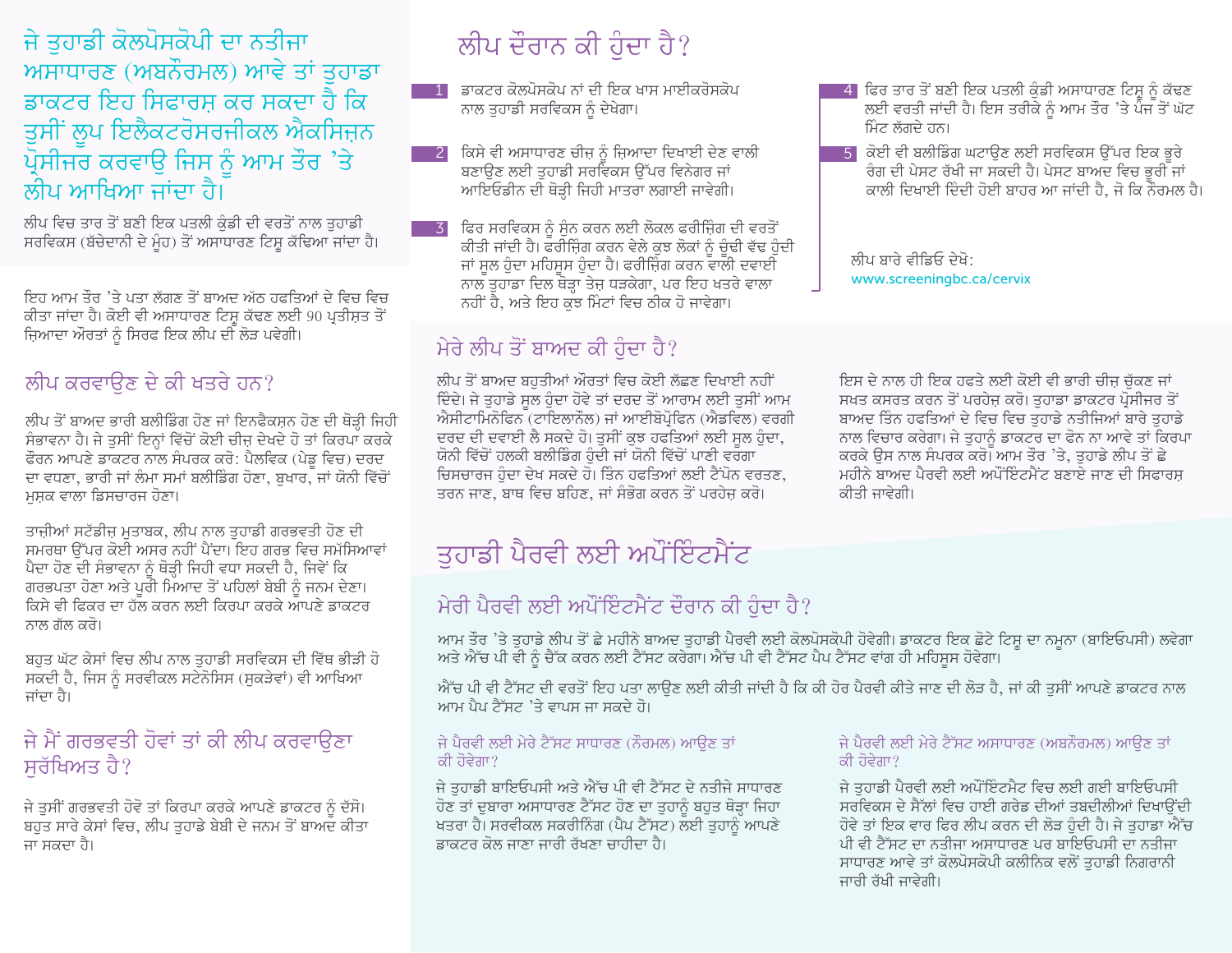# ਜੇ ਤੁਹਾਡੀ ਕੋਲਪੋਸਕੋਪੀ ਦਾ ਨਤੀਜਾ ਅਸਾਧਾਰਣ (ਅਬਨੌਰਮਲ) ਆਵੇ ਤਾਂ ਤੁਹਾਡਾ ਡਾਕਟਰ ਇਹ ਸਿਫਾਰਸ਼ ਕਰ ਸਕਦਾ ਹੈ ਕਿ ਤੁਸੀਂ ਲੂਪ ਇਲੈਕਟਰੋਸਰਜੀਕਲ ਐਕਸਿਜ਼ਨ ਪ੍ਰੋਸੀਜਰ ਕਰਵਾਉ ਜਿਸ ਨੂੰ ਆਮ ਤੌਰ 'ਤੇ ਲੀਪ ਆਖਿਆ ਜਾਂਦਾ ਹੈ।

ਲੀਪ ਵਿਚ ਤਾਰ ਤੋਂ ਬਣੀ ਇਕ ਪਤਲੀ ਕੁੰਡੀ ਦੀ ਵਰਤੋਂ ਨਾਲ ਤੁਹਾਡੀ ਸਰਵਿਕਸ (ਬੱਚੇਦਾਨੀ ਦੇ ਮੂੰਹ) ਤੋਂ ਅਸਾਧਾਰਣ ਟਿਸ਼ੂ ਕੱਢਿਆ ਜਾਂਦਾ ਹੈ।

ਇਹ ਆਮ ਤੌਰ 'ਤੇ ਪਤਾ ਲੱਗਣ ਤੋਂ ਬਾਅਦ ਅੱਠ ਹਫਤਿਆਂ ਦੇ ਵਿਚ ਵਿਚ ਕੀਤਾ ਜਾਂਦਾ ਹੈ। ਕੋਈ ਵੀ ਅਸਾਧਾਰਣ ਟਿਸ਼ੂ ਕੱਢਣ ਲਈ 90 ਪ੍ਰਤੀਸ਼ਤ ਤੋਂ ਜ਼ਿਆਦਾ ਔਰਤਾਂ ਨੂੰ ਸਿਰਫ ਇਕ ਲੀਪ ਦੀ ਲੋੜ ਪਵੇਗੀ।

## ਲੀਪ ਕਰਵਾਉਣ ਦੇ ਕੀ ਖ਼ਤਰੇ ਹਨ?

ਲੀਪ ਤੋਂ ਬਾਅਦ ਭਾਰੀ ਬਲੀਡਿੰਗ ਹੋਣ ਜਾਂ ਇਨਫੈਕਸ਼ਨ ਹੋਣ ਦੀ ਥੋੜ੍ਹੀ ਜਿਹੀ ਸੰਭਾਵਨਾ ਹੈ। ਜੇ ਤੁਸੀਂ ਇਨ੍ਹਾਂ ਵਿੱਚੋਂ ਕੋਈ ਚੀਜ਼ ਦੇਖਦੇ ਹੋ ਤਾਂ ਕਿਰਪਾ ਕਰਕੇ ਫੌਰਨ ਆਪਣੇ ਡਾਕਟਰ ਨਾਲ ਸੰਪਰਕ ਕਰੋ: ਪੈਲਵਿਕ (ਪੇਡੂ ਵਿਚ) ਦਰਦ ਦਾ ਵਧਣਾ, ਭਾਰੀ ਜਾਂ ਲੰਮਾ ਸਮਾਂ ਬਲੀਡਿੰਗ ਹੋਣਾ, ਬੁਖਾਰ, ਜਾਂ ਯੋਨੀ ਵਿੱਚੋਂ ਮੁਸ਼ਕ ਵਾਲਾ ਡਿਸਚਾਰਜ ਹੋਣਾ।

ਤਾਜ਼ੀਆਂ ਸਟੱਡੀਜ਼ ਮੁਤਾਬਕ, ਲੀਪ ਨਾਲ ਤੁਹਾਡੀ ਗਰਭਵਤੀ ਹੋਣ ਦੀ ਸਮਰਥਾ ਉੱਪਰ ਕੋਈ ਅਸਰ ਨਹੀਂ ਪੈਂਦਾ। ਇਹ ਗਰਭ ਵਿਚ ਸਮੱਸਿਆਵਾਂ ਪੈਦਾ ਹੋਣ ਦੀ ਸੰਭਾਵਨਾ ਨੂੰ ਥੋੜ੍ਹੀ ਜਿਹੀ ਵਧਾ ਸਕਦੀ ਹੈ, ਜਿਵੇਂ ਕਿ ਗਰਭਪਾਤ ਹੋਣਾ ਅਤੇ ਪੂਰੀ ਮਿਆਦ ਤੋਂ ਪਹਿਲਾਂ ਬੇਬੀ ਨੂੰ ਜਨਮ ਦੇਣਾ। ਕਿਸੇ ਵੀ ਫਿਕਰ ਦਾ ਹੱਲ ਕਰਨ ਲਈ ਕਿਰਪਾ ਕਰਕੇ ਆਪਣੇ ਡਾਕਟਰ ਨਾਲ ਗੱਲ ਕਰੋ।

ਬਹੁਤ ਘੱਟ ਕੇਸਾਂ ਵਿਚ ਲੀਪ ਨਾਲ ਤੁਹਾਡੀ ਸਰਵਿਕਸ ਦੀ ਵਿੱਥ ਭੀੜੀ ਹੋ ਸਕਦੀ ਹੈ, ਜਿਸ ਨੂੰ ਸਰਵੀਕਲ ਸਟੇਨੋਸਿਸ (ਸੁਕੜੇਵਾਂ) ਵੀ ਆਖਿਆ ਜਾਂਦਾ ਹੈ।

## ਜੇ ਮੈਂ ਗਰਭਵਤੀ ਹੋਵਾਂ ਤਾਂ ਕੀ ਲੀਪ ਕਰਵਾਉਣਾ ਸੁਰੱਖਿਅਤ ਹੈ?

ਜੇ ਤੁਸੀਂ ਗਰਭਵਤੀ ਹੋਵੋ ਤਾਂ ਕਿਰਪਾ ਕਰਕੇ ਆਪਣੇ ਡਾਕਟਰ ਨੂੰ ਦੱਸੋ। ਬਹੁਤ ਸਾਰੇ ਕੇਸਾਂ ਵਿਚ, ਲੀਪ ਤੁਹਾਡੇ ਬੇਬੀ ਦੇ ਜਨਮ ਤੋਂ ਬਾਅਦ ਕੀਤਾ ਜਾ ਸਕਦਾ ਹੈ।

## ਲੀਪ ਦੌਰਾਨ ਕੀ ਹੁੰਦਾ ਹੈ?

1. ਡਾਕਟਰ ਕੋਲਪੋਸਕੋਪ ਨਾਂ ਦੀ ਇਕ ਖਾਸ ਮਾਈਕਰੋਸਕੋਪ ਨਾਲ ਤੁਹਾਡੀ ਸਰਵਿਕਸ ਨੂੰ ਦੇਖੇਗਾ।
2. ਕਿਸੇ ਵੀ ਅਸਾਧਾਰਣ ਚੀਜ਼ ਨੂੰ ਜ਼ਿਆਦਾ ਦਿਖਾਈ ਦੇਣ ਵਾਲੀ ਬਣਾਉਣ ਲਈ ਤੁਹਾਡੀ ਸਰਵਿਕਸ ਉੱਪਰ ਵਿਨੇਗਰ ਜਾਂ ਆਇਓਡੀਨ ਦੀ ਥੋੜ੍ਹੀ ਜਿਹੀ ਮਾਤਰਾ ਲਗਾਈ ਜਾਵੇਗੀ।
3. ਫਿਰ ਸਰਵਿਕਸ ਨੂੰ ਸੁੰਨ ਕਰਨ ਲਈ ਲੋਕਲ ਫਰੀਜ਼ਿੰਗ ਦੀ ਵਰਤੋਂ ਕੀਤੀ ਜਾਂਦੀ ਹੈ। ਫਰੀਜ਼ਿੰਗ ਕਰਨ ਵੇਲੇ ਕੁਝ ਲੋਕਾਂ ਨੂੰ ਚੂੰਢੀ ਵੱਢ ਹੁੰਦੀ ਜਾਂ ਸੂਲ ਹੁੰਦਾ ਮਹਿਸੂਸ ਹੁੰਦਾ ਹੈ। ਫਰੀਜ਼ਿੰਗ ਕਰਨ ਵਾਲੀ ਦਵਾਈ ਨਾਲ ਤੁਹਾਡਾ ਦਿਲ ਥੋੜ੍ਹਾ ਤੇਜ਼ ਧੜਕੇਗਾ, ਪਰ ਇਹ ਖ਼ਤਰੇ ਵਾਲਾ ਨਹੀਂ ਹੈ, ਅਤੇ ਇਹ ਕੁਝ ਮਿੰਟਾਂ ਵਿਚ ਠੀਕ ਹੋ ਜਾਵੇਗਾ।
4. ਫਿਰ ਤਾਰ ਤੋਂ ਬਣੀ ਇਕ ਪਤਲੀ ਕੁੰਡੀ ਅਸਾਧਾਰਣ ਟਿਸ਼ੂ ਨੂੰ ਕੱਢਣ ਲਈ ਵਰਤੀ ਜਾਂਦੀ ਹੈ। ਇਸ ਤਰੀਕੇ ਨੂੰ ਆਮ ਤੌਰ 'ਤੇ ਪੰਜ ਤੋਂ ਘੱਟ ਮਿੰਟ ਲੱਗਦੇ ਹਨ।
5. ਕੋਈ ਵੀ ਬਲੀਡਿੰਗ ਘਟਾਉਣ ਲਈ ਸਰਵਿਕਸ ਉੱਪਰ ਇਕ ਭੂਰੇ ਰੰਗ ਦੀ ਪੇਸਟ ਰੱਖੀ ਜਾ ਸਕਦੀ ਹੈ। ਪੇਸਟ ਬਾਅਦ ਵਿਚ ਭੂਰੀ ਜਾਂ ਕਾਲੀ ਦਿਖਾਈ ਦਿੰਦੀ ਹੋਈ ਬਾਹਰ ਆ ਜਾਂਦੀ ਹੈ, ਜੋ ਕਿ ਨੌਰਮਲ ਹੈ।

ਲੀਪ ਬਾਰੇ ਵੀਡਿਓ ਦੇਖੋ:
www.screeningbc.ca/cervix

## ਮੇਰੇ ਲੀਪ ਤੋਂ ਬਾਅਦ ਕੀ ਹੁੰਦਾ ਹੈ?

ਲੀਪ ਤੋਂ ਬਾਅਦ ਬਹੁਤੀਆਂ ਔਰਤਾਂ ਵਿਚ ਕੋਈ ਲੱਛਣ ਦਿਖਾਈ ਨਹੀਂ ਦਿੰਦੇ। ਜੇ ਤੁਹਾਡੇ ਸੂਲ ਹੁੰਦਾ ਹੋਵੇ ਤਾਂ ਦਰਦ ਤੋਂ ਆਰਾਮ ਲਈ ਤੁਸੀਂ ਆਮ ਐਸੀਟਾਮਿਨੋਫਿਨ (ਟਾਇਲਾਨੌਲ) ਜਾਂ ਆਈਬੋਪ੍ਰੋਫਿਨ (ਐਡਵਿਲ) ਵਰਗੀ ਦਰਦ ਦੀ ਦਵਾਈ ਲੈ ਸਕਦੇ ਹੋ। ਤੁਸੀਂ ਕੁਝ ਹਫਤਿਆਂ ਲਈ ਸੂਲ ਹੁੰਦਾ, ਯੋਨੀ ਵਿੱਚੋਂ ਹਲਕੀ ਬਲੀਡਿੰਗ ਹੁੰਦੀ ਜਾਂ ਯੋਨੀ ਵਿੱਚੋਂ ਪਾਣੀ ਵਰਗਾ ਡਿਸਚਾਰਜ ਹੁੰਦਾ ਦੇਖ ਸਕਦੇ ਹੋ। ਤਿੰਨ ਹਫਤਿਆਂ ਲਈ ਟੈਂਪੋਨ ਵਰਤਣ, ਤਰਨ ਜਾਣ, ਬਾਥ ਵਿਚ ਬਹਿਣ, ਜਾਂ ਸੰਭੋਗ ਕਰਨ ਤੋਂ ਪਰਹੇਜ਼ ਕਰੋ।

ਇਸ ਦੇ ਨਾਲ ਹੀ ਇਕ ਹਫਤੇ ਲਈ ਕੋਈ ਵੀ ਭਾਰੀ ਚੀਜ਼ ਚੁੱਕਣ ਜਾਂ ਸਖਤ ਕਸਰਤ ਕਰਨ ਤੋਂ ਪਰਹੇਜ਼ ਕਰੋ। ਤੁਹਾਡਾ ਡਾਕਟਰ ਪ੍ਰੋਸੀਜਰ ਤੋਂ ਬਾਅਦ ਤਿੰਨ ਹਫਤਿਆਂ ਦੇ ਵਿਚ ਵਿਚ ਤੁਹਾਡੇ ਨਤੀਜਿਆਂ ਬਾਰੇ ਤੁਹਾਡੇ ਨਾਲ ਵਿਚਾਰ ਕਰੇਗਾ। ਜੇ ਤੁਹਾਨੂੰ ਡਾਕਟਰ ਦਾ ਫੋਨ ਨਾ ਆਵੇ ਤਾਂ ਕਿਰਪਾ ਕਰਕੇ ਉਸ ਨਾਲ ਸੰਪਰਕ ਕਰੋ। ਆਮ ਤੌਰ 'ਤੇ, ਤੁਹਾਡੇ ਲੀਪ ਤੋਂ ਛੇ ਮਹੀਨੇ ਬਾਅਦ ਪੈਰਵੀ ਲਈ ਅਪੌਇੰਟਮੈਂਟ ਬਣਾਏ ਜਾਣ ਦੀ ਸਿਫਾਰਸ਼ ਕੀਤੀ ਜਾਵੇਗੀ।

# ਤੁਹਾਡੀ ਪੈਰਵੀ ਲਈ ਅਪੌਇੰਟਮੈਂਟ

## ਮੇਰੀ ਪੈਰਵੀ ਲਈ ਅਪੌਇੰਟਮੈਂਟ ਦੌਰਾਨ ਕੀ ਹੁੰਦਾ ਹੈ?

ਆਮ ਤੌਰ 'ਤੇ ਤੁਹਾਡੇ ਲੀਪ ਤੋਂ ਛੇ ਮਹੀਨੇ ਬਾਅਦ ਤੁਹਾਡੀ ਪੈਰਵੀ ਲਈ ਕੋਲਪੋਸਕੋਪੀ ਹੋਵੇਗੀ। ਡਾਕਟਰ ਇਕ ਛੋਟੇ ਟਿਸ਼ੂ ਦਾ ਨਮੂਨਾ (ਬਾਇਓਪਸੀ) ਲਵੇਗਾ ਅਤੇ ਐੱਚ ਪੀ ਵੀ ਨੂੰ ਚੈੱਕ ਕਰਨ ਲਈ ਟੈੱਸਟ ਕਰੇਗਾ। ਐੱਚ ਪੀ ਵੀ ਟੈੱਸਟ ਪੈਪ ਟੈੱਸਟ ਵਾਂਗ ਹੀ ਮਹਿਸੂਸ ਹੋਵੇਗਾ।

ਐੱਚ ਪੀ ਵੀ ਟੈੱਸਟ ਦੀ ਵਰਤੋਂ ਇਹ ਪਤਾ ਲਾਉਣ ਲਈ ਕੀਤੀ ਜਾਂਦੀ ਹੈ ਕਿ ਕੀ ਹੋਰ ਪੈਰਵੀ ਕੀਤੇ ਜਾਣ ਦੀ ਲੋੜ ਹੈ, ਜਾਂ ਕੀ ਤੁਸੀਂ ਆਪਣੇ ਡਾਕਟਰ ਨਾਲ ਆਮ ਪੈਪ ਟੈੱਸਟ 'ਤੇ ਵਾਪਸ ਜਾ ਸਕਦੇ ਹੋ।

### ਜੇ ਪੈਰਵੀ ਲਈ ਮੇਰੇ ਟੈੱਸਟ ਸਾਧਾਰਣ (ਨੌਰਮਲ) ਆਉਣ ਤਾਂ ਕੀ ਹੋਵੇਗਾ?

ਜੇ ਤੁਹਾਡੀ ਬਾਇਓਪਸੀ ਅਤੇ ਐੱਚ ਪੀ ਵੀ ਟੈੱਸਟ ਦੇ ਨਤੀਜੇ ਸਾਧਾਰਣ ਹੋਣ ਤਾਂ ਦੁਬਾਰਾ ਅਸਾਧਾਰਣ ਟੈੱਸਟ ਹੋਣ ਦਾ ਤੁਹਾਨੂੰ ਬਹੁਤ ਥੋੜ੍ਹਾ ਜਿਹਾ ਖ਼ਤਰਾ ਹੈ। ਸਰਵੀਕਲ ਸਕਰੀਨਿੰਗ (ਪੈਪ ਟੈੱਸਟ) ਲਈ ਤੁਹਾਨੂੰ ਆਪਣੇ ਡਾਕਟਰ ਕੋਲ ਜਾਣਾ ਜਾਰੀ ਰੱਖਣਾ ਚਾਹੀਦਾ ਹੈ।

### ਜੇ ਪੈਰਵੀ ਲਈ ਮੇਰੇ ਟੈੱਸਟ ਅਸਾਧਾਰਣ (ਅਬਨੌਰਮਲ) ਆਉਣ ਤਾਂ ਕੀ ਹੋਵੇਗਾ?

ਜੇ ਤੁਹਾਡੀ ਪੈਰਵੀ ਲਈ ਅਪੌਇੰਟਮੈਂਟ ਵਿਚ ਲਈ ਗਈ ਬਾਇਓਪਸੀ ਸਰਵਿਕਸ ਦੇ ਸੈੱਲਾਂ ਵਿਚ ਹਾਈ ਗਰੇਡ ਦੀਆਂ ਤਬਦੀਲੀਆਂ ਦਿਖਾਉਂਦੀ ਹੋਵੇ ਤਾਂ ਇਕ ਵਾਰ ਫਿਰ ਲੀਪ ਕਰਨ ਦੀ ਲੋੜ ਹੁੰਦੀ ਹੈ। ਜੇ ਤੁਹਾਡਾ ਐੱਚ ਪੀ ਵੀ ਟੈੱਸਟ ਦਾ ਨਤੀਜਾ ਅਸਾਧਾਰਣ ਪਰ ਬਾਇਓਪਸੀ ਦਾ ਨਤੀਜਾ ਸਾਧਾਰਣ ਆਵੇ ਤਾਂ ਕੋਲਪੋਸਕੋਪੀ ਕਲੀਨਿਕ ਵਲੋਂ ਤੁਹਾਡੀ ਨਿਗਰਾਨੀ ਜਾਰੀ ਰੱਖੀ ਜਾਵੇਗੀ।